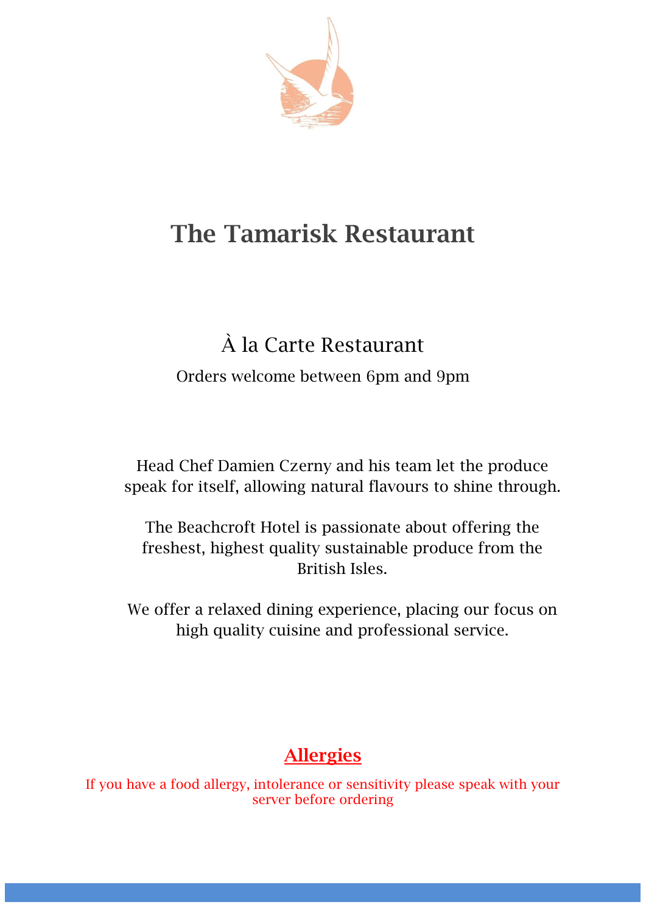# The Tamarisk Restaurant

## À la Carte Restaurant

Orders welcome between 6pm and 9pm

Head Chef Damien Czerny and his team let the produce speak for itself, allowing natural flavours to shine through.

The Beachcroft Hotel is passionate about offering the freshest, highest quality sustainable produce from the British Isles.

We offer a relaxed dining experience, placing our focus on high quality cuisine and professional service.

### Allergies

If you have a food allergy, intolerance or sensitivity please speak with your server before ordering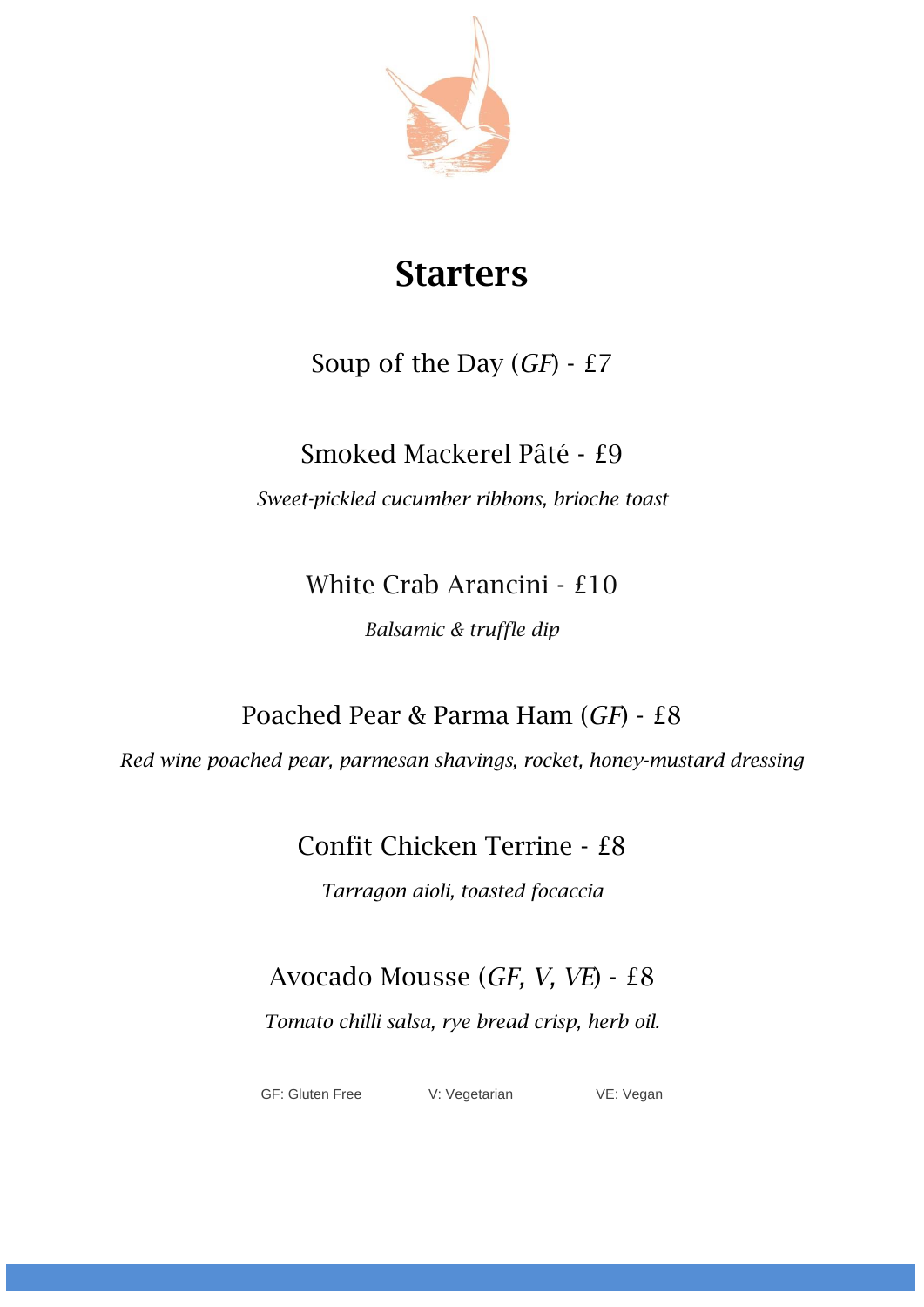# Starters

Soup of the Day (*GF*) - £7

Smoked Mackerel Pâté - £9

*Sweet-pickled cucumber ribbons, brioche toast*

White Crab Arancini - £10

*Balsamic & truffle dip*

Poached Pear & Parma Ham (*GF*) - £8

*Red wine poached pear, parmesan shavings, rocket, honey-mustard dressing*

Confit Chicken Terrine - £8

*Tarragon aioli, toasted focaccia*

Avocado Mousse (*GF, V, VE*) - £8

*Tomato chilli salsa, rye bread crisp, herb oil.*

GF: Gluten Free    V: Vegetarian    VE: Vegan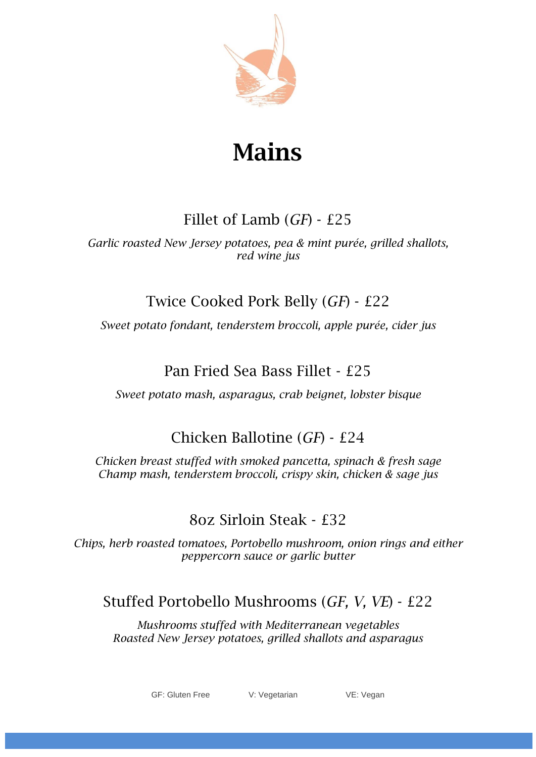# Mains

## Fillet of Lamb (*GF*) - £25

*Garlic roasted New Jersey potatoes, pea & mint purée, grilled shallots, red wine jus*

## Twice Cooked Pork Belly (*GF*) - £22

*Sweet potato fondant, tenderstem broccoli, apple purée, cider jus*

## Pan Fried Sea Bass Fillet - £25

*Sweet potato mash, asparagus, crab beignet, lobster bisque*

## Chicken Ballotine (*GF*) - £24

*Chicken breast stuffed with smoked pancetta, spinach & fresh sage*
*Champ mash, tenderstem broccoli, crispy skin, chicken & sage jus*

## 8oz Sirloin Steak - £32

*Chips, herb roasted tomatoes, Portobello mushroom, onion rings and either peppercorn sauce or garlic butter*

## Stuffed Portobello Mushrooms (*GF, V, VE*) - £22

*Mushrooms stuffed with Mediterranean vegetables*
*Roasted New Jersey potatoes, grilled shallots and asparagus*

GF: Gluten Free V: Vegetarian VE: Vegan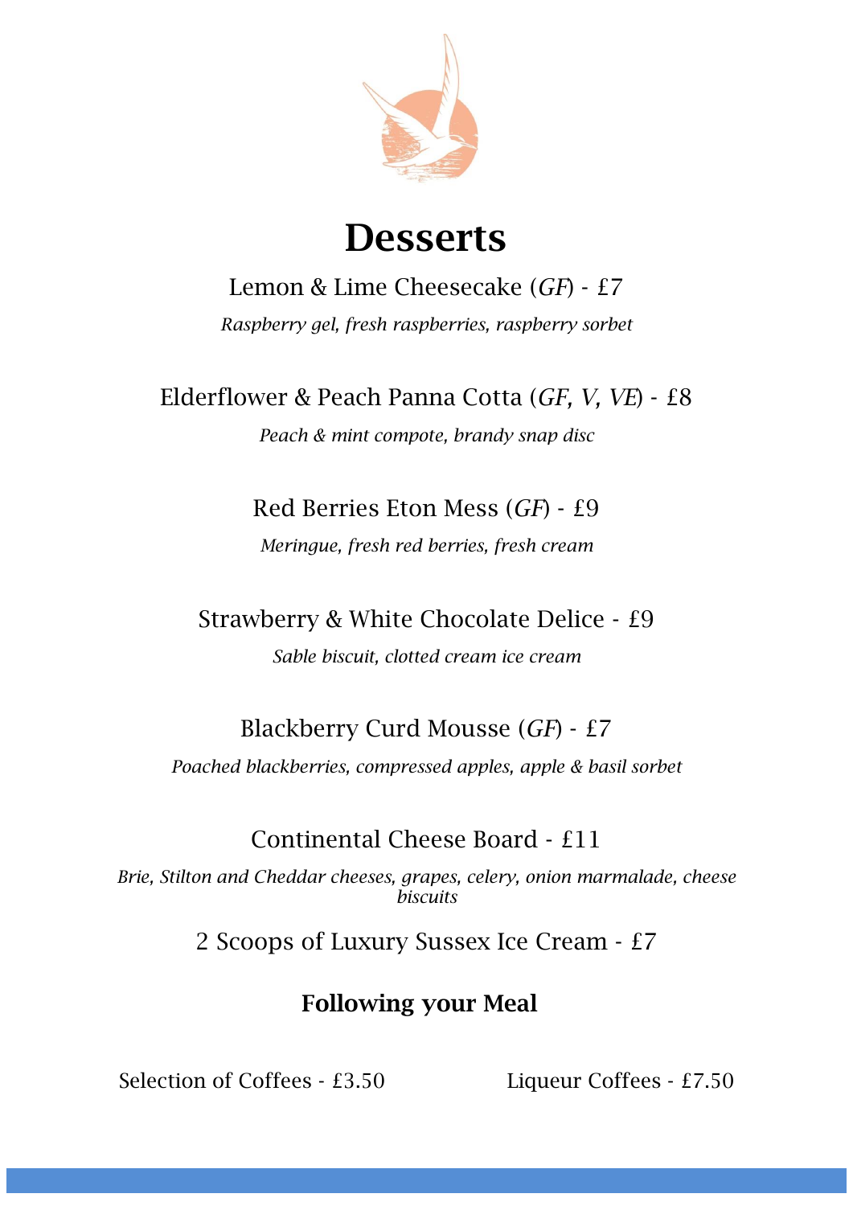# Desserts

Lemon & Lime Cheesecake (*GF*) - £7

*Raspberry gel, fresh raspberries, raspberry sorbet*

Elderflower & Peach Panna Cotta (*GF, V, VE*) - £8

*Peach & mint compote, brandy snap disc*

Red Berries Eton Mess (*GF*) - £9

*Meringue, fresh red berries, fresh cream*

Strawberry & White Chocolate Delice - £9

*Sable biscuit, clotted cream ice cream*

Blackberry Curd Mousse (*GF*) - £7

*Poached blackberries, compressed apples, apple & basil sorbet*

Continental Cheese Board - £11

*Brie, Stilton and Cheddar cheeses, grapes, celery, onion marmalade, cheese biscuits*

2 Scoops of Luxury Sussex Ice Cream - £7

**Following your Meal**

Selection of Coffees - £3.50

Liqueur Coffees - £7.50